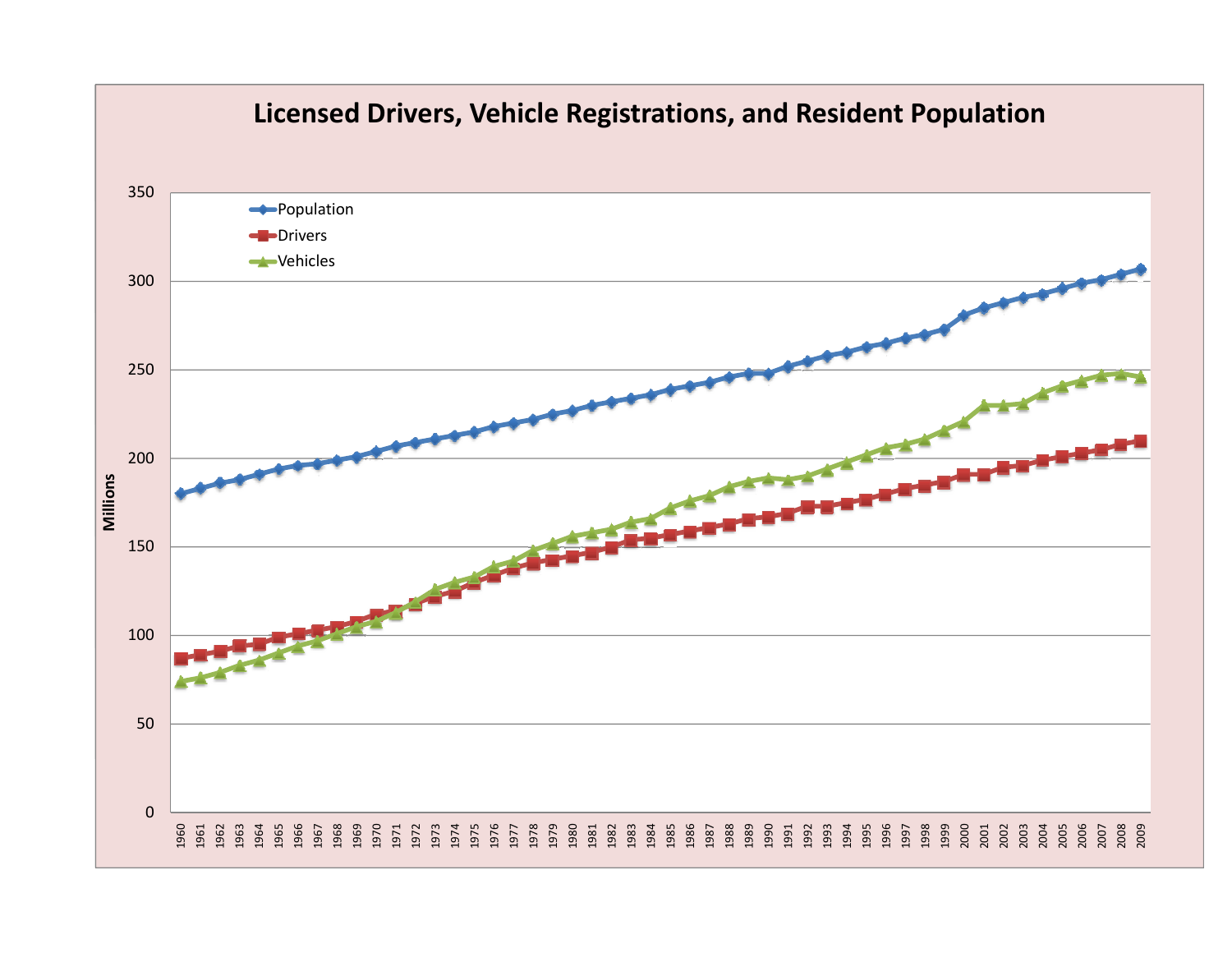# Licensed Drivers, Vehicle Registrations, and Resident Population

- Population
- Drivers
- Vehicles

Millions

0, 50, 100, 150, 200, 250, 300, 350

1960, 1961, 1962, 1963, 1964, 1965, 1966, 1967, 1968, 1969, 1970, 1971, 1972, 1973, 1974, 1975, 1976, 1977, 1978, 1979, 1980, 1981, 1982, 1983, 1984, 1985, 1986, 1987, 1988, 1989, 1990, 1991, 1992, 1993, 1994, 1995, 1996, 1997, 1998, 1999, 2000, 2001, 2002, 2003, 2004, 2005, 2006, 2007, 2008, 2009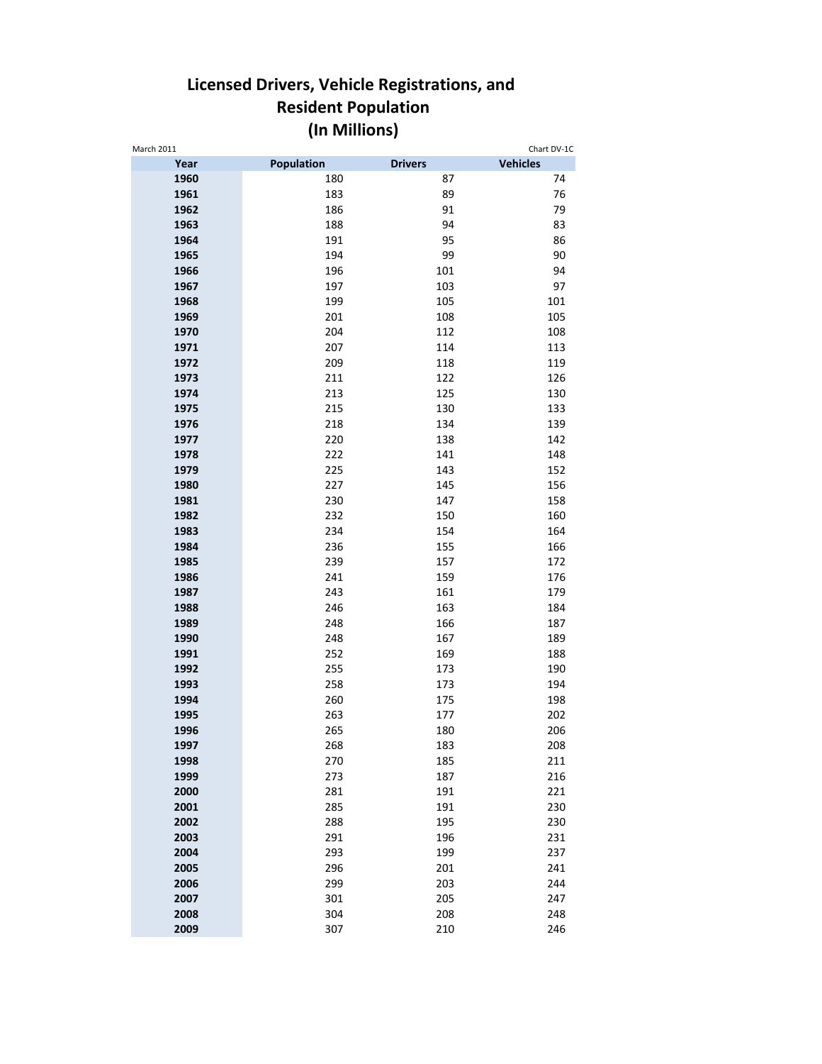# Licensed Drivers, Vehicle Registrations, and Resident Population (In Millions)

March 2011

Chart DV-1C

| Year | Population | Drivers | Vehicles |
|---|---|---|---|
| 1960 | 180 | 87 | 74 |
| 1961 | 183 | 89 | 76 |
| 1962 | 186 | 91 | 79 |
| 1963 | 188 | 94 | 83 |
| 1964 | 191 | 95 | 86 |
| 1965 | 194 | 99 | 90 |
| 1966 | 196 | 101 | 94 |
| 1967 | 197 | 103 | 97 |
| 1968 | 199 | 105 | 101 |
| 1969 | 201 | 108 | 105 |
| 1970 | 204 | 112 | 108 |
| 1971 | 207 | 114 | 113 |
| 1972 | 209 | 118 | 119 |
| 1973 | 211 | 122 | 126 |
| 1974 | 213 | 125 | 130 |
| 1975 | 215 | 130 | 133 |
| 1976 | 218 | 134 | 139 |
| 1977 | 220 | 138 | 142 |
| 1978 | 222 | 141 | 148 |
| 1979 | 225 | 143 | 152 |
| 1980 | 227 | 145 | 156 |
| 1981 | 230 | 147 | 158 |
| 1982 | 232 | 150 | 160 |
| 1983 | 234 | 154 | 164 |
| 1984 | 236 | 155 | 166 |
| 1985 | 239 | 157 | 172 |
| 1986 | 241 | 159 | 176 |
| 1987 | 243 | 161 | 179 |
| 1988 | 246 | 163 | 184 |
| 1989 | 248 | 166 | 187 |
| 1990 | 248 | 167 | 189 |
| 1991 | 252 | 169 | 188 |
| 1992 | 255 | 173 | 190 |
| 1993 | 258 | 173 | 194 |
| 1994 | 260 | 175 | 198 |
| 1995 | 263 | 177 | 202 |
| 1996 | 265 | 180 | 206 |
| 1997 | 268 | 183 | 208 |
| 1998 | 270 | 185 | 211 |
| 1999 | 273 | 187 | 216 |
| 2000 | 281 | 191 | 221 |
| 2001 | 285 | 191 | 230 |
| 2002 | 288 | 195 | 230 |
| 2003 | 291 | 196 | 231 |
| 2004 | 293 | 199 | 237 |
| 2005 | 296 | 201 | 241 |
| 2006 | 299 | 203 | 244 |
| 2007 | 301 | 205 | 247 |
| 2008 | 304 | 208 | 248 |
| 2009 | 307 | 210 | 246 |